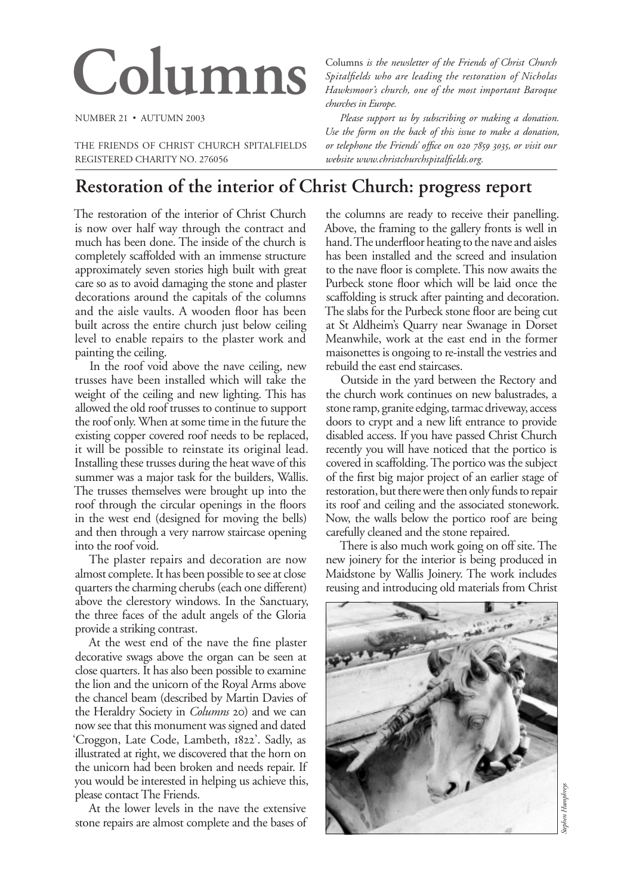# Columns

NUMBER 21 • AUTUMN 2003

THE FRIENDS OF CHRIST CHURCH SPITALFIELDS
REGISTERED CHARITY NO. 276056

Columns *is the newsletter of the Friends of Christ Church Spitalfields who are leading the restoration of Nicholas Hawksmoor's church, one of the most important Baroque churches in Europe.*

*Please support us by subscribing or making a donation. Use the form on the back of this issue to make a donation, or telephone the Friends' office on 020 7859 3035, or visit our website www.christchurchspitalfields.org.*

## Restoration of the interior of Christ Church: progress report

The restoration of the interior of Christ Church is now over half way through the contract and much has been done. The inside of the church is completely scaffolded with an immense structure approximately seven stories high built with great care so as to avoid damaging the stone and plaster decorations around the capitals of the columns and the aisle vaults. A wooden floor has been built across the entire church just below ceiling level to enable repairs to the plaster work and painting the ceiling.

In the roof void above the nave ceiling, new trusses have been installed which will take the weight of the ceiling and new lighting. This has allowed the old roof trusses to continue to support the roof only. When at some time in the future the existing copper covered roof needs to be replaced, it will be possible to reinstate its original lead. Installing these trusses during the heat wave of this summer was a major task for the builders, Wallis. The trusses themselves were brought up into the roof through the circular openings in the floors in the west end (designed for moving the bells) and then through a very narrow staircase opening into the roof void.

The plaster repairs and decoration are now almost complete. It has been possible to see at close quarters the charming cherubs (each one different) above the clerestory windows. In the Sanctuary, the three faces of the adult angels of the Gloria provide a striking contrast.

At the west end of the nave the fine plaster decorative swags above the organ can be seen at close quarters. It has also been possible to examine the lion and the unicorn of the Royal Arms above the chancel beam (described by Martin Davies of the Heraldry Society in *Columns* 20) and we can now see that this monument was signed and dated 'Croggon, Late Code, Lambeth, 1822'. Sadly, as illustrated at right, we discovered that the horn on the unicorn had been broken and needs repair. If you would be interested in helping us achieve this, please contact The Friends.

At the lower levels in the nave the extensive stone repairs are almost complete and the bases of the columns are ready to receive their panelling. Above, the framing to the gallery fronts is well in hand. The underfloor heating to the nave and aisles has been installed and the screed and insulation to the nave floor is complete. This now awaits the Purbeck stone floor which will be laid once the scaffolding is struck after painting and decoration. The slabs for the Purbeck stone floor are being cut at St Aldheim's Quarry near Swanage in Dorset Meanwhile, work at the east end in the former maisonettes is ongoing to re-install the vestries and rebuild the east end staircases.

Outside in the yard between the Rectory and the church work continues on new balustrades, a stone ramp, granite edging, tarmac driveway, access doors to crypt and a new lift entrance to provide disabled access. If you have passed Christ Church recently you will have noticed that the portico is covered in scaffolding. The portico was the subject of the first big major project of an earlier stage of restoration, but there were then only funds to repair its roof and ceiling and the associated stonework. Now, the walls below the portico roof are being carefully cleaned and the stone repaired.

There is also much work going on off site. The new joinery for the interior is being produced in Maidstone by Wallis Joinery. The work includes reusing and introducing old materials from Christ

*Stephen Humphreys*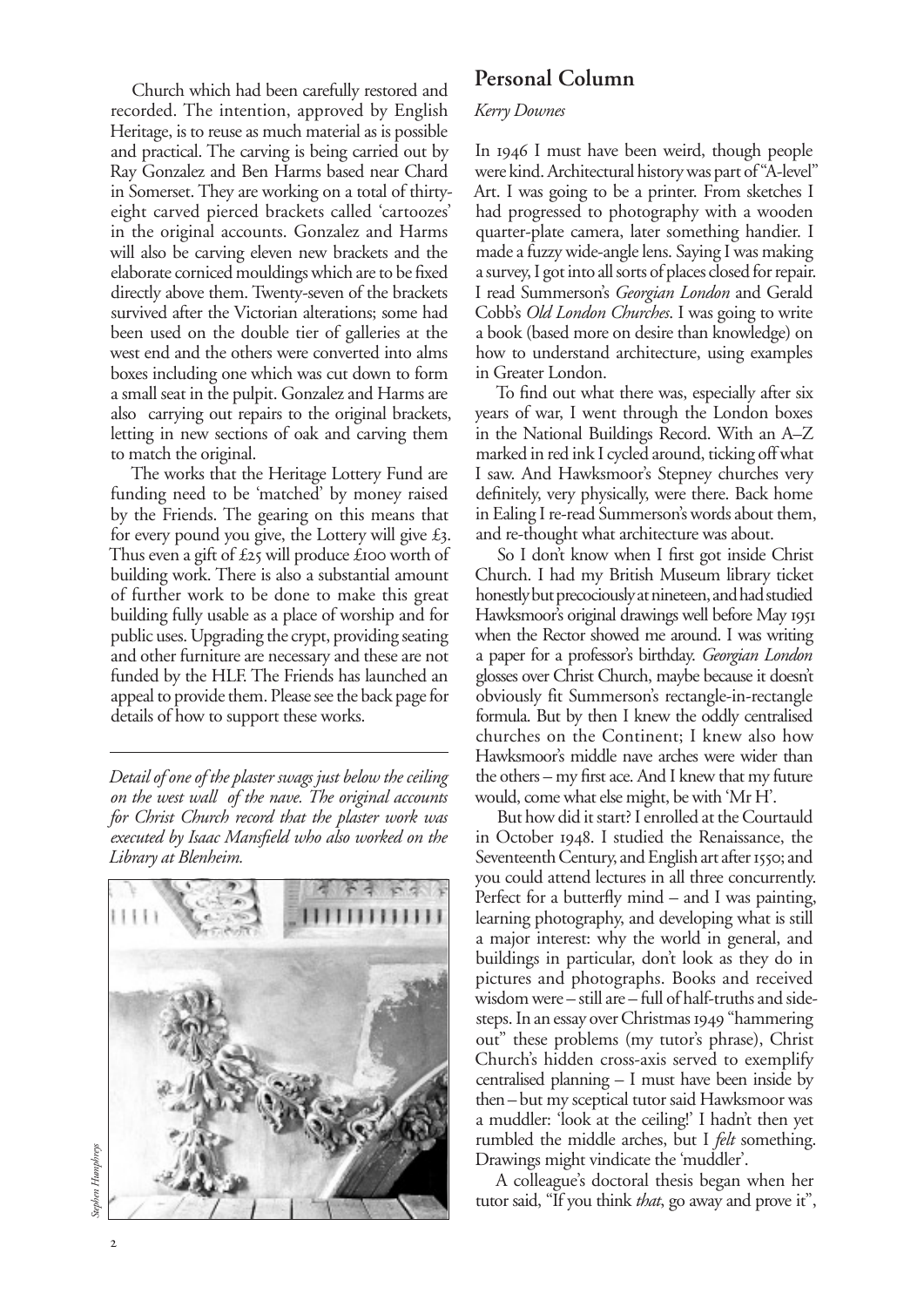Church which had been carefully restored and recorded. The intention, approved by English Heritage, is to reuse as much material as is possible and practical. The carving is being carried out by Ray Gonzalez and Ben Harms based near Chard in Somerset. They are working on a total of thirty-eight carved pierced brackets called 'cartoozes' in the original accounts. Gonzalez and Harms will also be carving eleven new brackets and the elaborate corniced mouldings which are to be fixed directly above them. Twenty-seven of the brackets survived after the Victorian alterations; some had been used on the double tier of galleries at the west end and the others were converted into alms boxes including one which was cut down to form a small seat in the pulpit. Gonzalez and Harms are also carrying out repairs to the original brackets, letting in new sections of oak and carving them to match the original.

The works that the Heritage Lottery Fund are funding need to be 'matched' by money raised by the Friends. The gearing on this means that for every pound you give, the Lottery will give £3. Thus even a gift of £25 will produce £100 worth of building work. There is also a substantial amount of further work to be done to make this great building fully usable as a place of worship and for public uses. Upgrading the crypt, providing seating and other furniture are necessary and these are not funded by the HLF. The Friends has launched an appeal to provide them. Please see the back page for details of how to support these works.

*Detail of one of the plaster swags just below the ceiling on the west wall of the nave. The original accounts for Christ Church record that the plaster work was executed by Isaac Mansfield who also worked on the Library at Blenheim.*

*Stephen Humphreys*

## Personal Column

*Kerry Downes*

In 1946 I must have been weird, though people were kind. Architectural history was part of "A-level" Art. I was going to be a printer. From sketches I had progressed to photography with a wooden quarter-plate camera, later something handier. I made a fuzzy wide-angle lens. Saying I was making a survey, I got into all sorts of places closed for repair. I read Summerson's *Georgian London* and Gerald Cobb's *Old London Churches*. I was going to write a book (based more on desire than knowledge) on how to understand architecture, using examples in Greater London.

To find out what there was, especially after six years of war, I went through the London boxes in the National Buildings Record. With an A–Z marked in red ink I cycled around, ticking off what I saw. And Hawksmoor's Stepney churches very definitely, very physically, were there. Back home in Ealing I re-read Summerson's words about them, and re-thought what architecture was about.

So I don't know when I first got inside Christ Church. I had my British Museum library ticket honestly but precociously at nineteen, and had studied Hawksmoor's original drawings well before May 1951 when the Rector showed me around. I was writing a paper for a professor's birthday. *Georgian London* glosses over Christ Church, maybe because it doesn't obviously fit Summerson's rectangle-in-rectangle formula. But by then I knew the oddly centralised churches on the Continent; I knew also how Hawksmoor's middle nave arches were wider than the others – my first ace. And I knew that my future would, come what else might, be with 'Mr H'.

But how did it start? I enrolled at the Courtauld in October 1948. I studied the Renaissance, the Seventeenth Century, and English art after 1550; and you could attend lectures in all three concurrently. Perfect for a butterfly mind – and I was painting, learning photography, and developing what is still a major interest: why the world in general, and buildings in particular, don't look as they do in pictures and photographs. Books and received wisdom were – still are – full of half-truths and side-steps. In an essay over Christmas 1949 "hammering out" these problems (my tutor's phrase), Christ Church's hidden cross-axis served to exemplify centralised planning – I must have been inside by then – but my sceptical tutor said Hawksmoor was a muddler: 'look at the ceiling!' I hadn't then yet rumbled the middle arches, but I *felt* something. Drawings might vindicate the 'muddler'.

A colleague's doctoral thesis began when her tutor said, "If you think *that*, go away and prove it",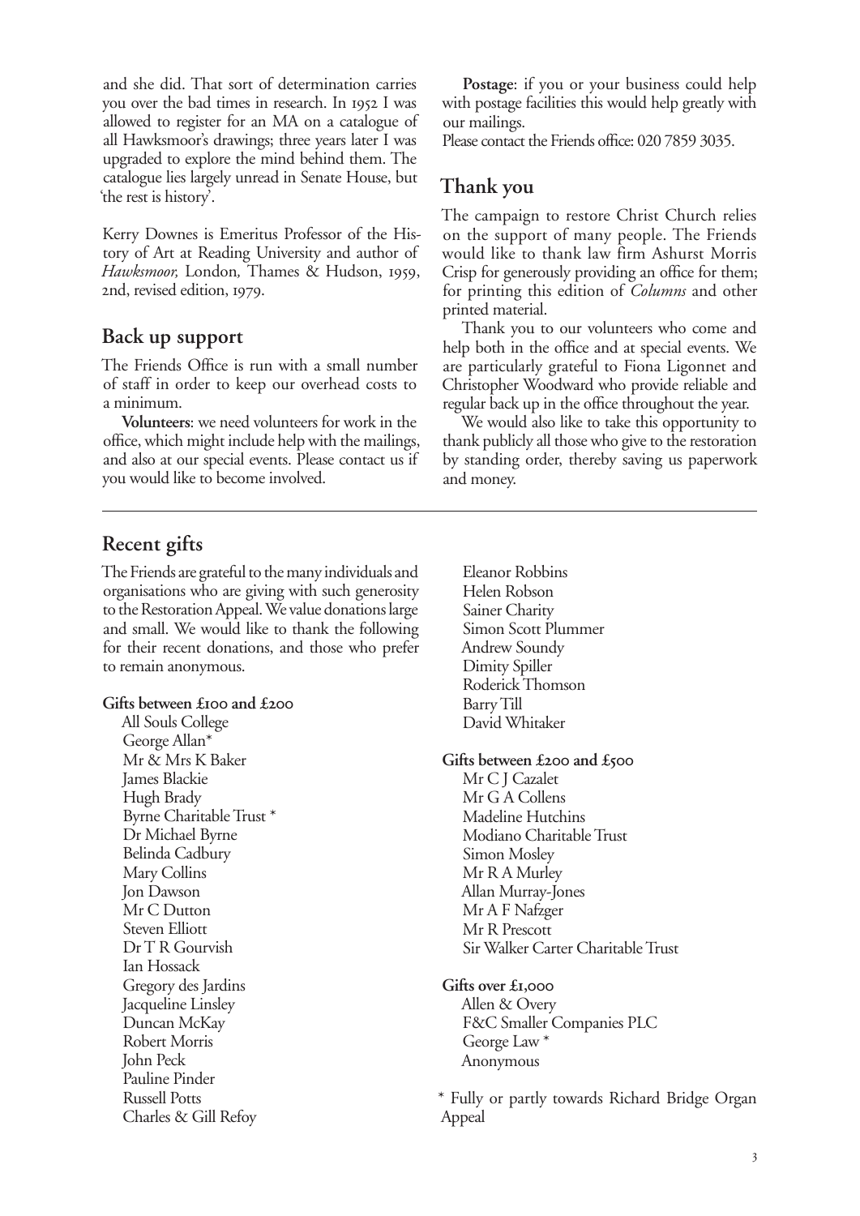and she did. That sort of determination carries you over the bad times in research. In 1952 I was allowed to register for an MA on a catalogue of all Hawksmoor's drawings; three years later I was upgraded to explore the mind behind them. The catalogue lies largely unread in Senate House, but 'the rest is history'.

Kerry Downes is Emeritus Professor of the History of Art at Reading University and author of *Hawksmoor,* London, Thames & Hudson, 1959, 2nd, revised edition, 1979.

## Back up support

The Friends Office is run with a small number of staff in order to keep our overhead costs to a minimum.

**Volunteers**: we need volunteers for work in the office, which might include help with the mailings, and also at our special events. Please contact us if you would like to become involved.

**Postage**: if you or your business could help with postage facilities this would help greatly with our mailings.
Please contact the Friends office: 020 7859 3035.

## Thank you

The campaign to restore Christ Church relies on the support of many people. The Friends would like to thank law firm Ashurst Morris Crisp for generously providing an office for them; for printing this edition of *Columns* and other printed material.

Thank you to our volunteers who come and help both in the office and at special events. We are particularly grateful to Fiona Ligonnet and Christopher Woodward who provide reliable and regular back up in the office throughout the year.

We would also like to take this opportunity to thank publicly all those who give to the restoration by standing order, thereby saving us paperwork and money.

---

## Recent gifts

The Friends are grateful to the many individuals and organisations who are giving with such generosity to the Restoration Appeal. We value donations large and small. We would like to thank the following for their recent donations, and those who prefer to remain anonymous.

**Gifts between £100 and £200**

All Souls College
George Allan*
Mr & Mrs K Baker
James Blackie
Hugh Brady
Byrne Charitable Trust *
Dr Michael Byrne
Belinda Cadbury
Mary Collins
Jon Dawson
Mr C Dutton
Steven Elliott
Dr T R Gourvish
Ian Hossack
Gregory des Jardins
Jacqueline Linsley
Duncan McKay
Robert Morris
John Peck
Pauline Pinder
Russell Potts
Charles & Gill Refoy
Eleanor Robbins
Helen Robson
Sainer Charity
Simon Scott Plummer
Andrew Soundy
Dimity Spiller
Roderick Thomson
Barry Till
David Whitaker

**Gifts between £200 and £500**

Mr C J Cazalet
Mr G A Collens
Madeline Hutchins
Modiano Charitable Trust
Simon Mosley
Mr R A Murley
Allan Murray-Jones
Mr A F Nafzger
Mr R Prescott
Sir Walker Carter Charitable Trust

**Gifts over £1,000**

Allen & Overy
F&C Smaller Companies PLC
George Law *
Anonymous

* Fully or partly towards Richard Bridge Organ Appeal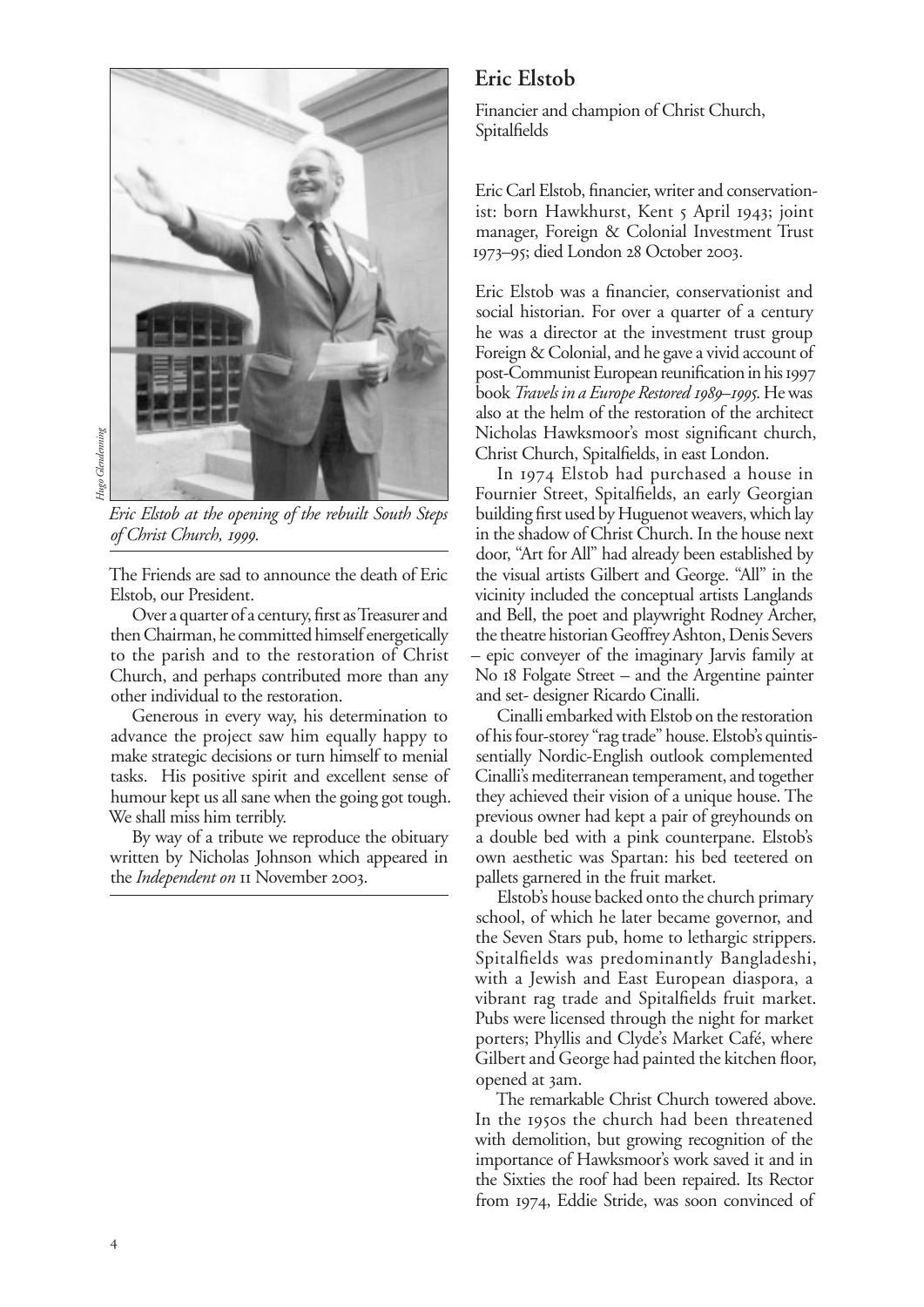Hugo Glendenning

*Eric Elstob at the opening of the rebuilt South Steps of Christ Church, 1999.*

The Friends are sad to announce the death of Eric Elstob, our President.

Over a quarter of a century, first as Treasurer and then Chairman, he committed himself energetically to the parish and to the restoration of Christ Church, and perhaps contributed more than any other individual to the restoration.

Generous in every way, his determination to advance the project saw him equally happy to make strategic decisions or turn himself to menial tasks. His positive spirit and excellent sense of humour kept us all sane when the going got tough. We shall miss him terribly.

By way of a tribute we reproduce the obituary written by Nicholas Johnson which appeared in the *Independent on* 11 November 2003.

## Eric Elstob

Financier and champion of Christ Church, Spitalfields

Eric Carl Elstob, financier, writer and conservationist: born Hawkhurst, Kent 5 April 1943; joint manager, Foreign & Colonial Investment Trust 1973–95; died London 28 October 2003.

Eric Elstob was a financier, conservationist and social historian. For over a quarter of a century he was a director at the investment trust group Foreign & Colonial, and he gave a vivid account of post-Communist European reunification in his 1997 book *Travels in a Europe Restored 1989–1995*. He was also at the helm of the restoration of the architect Nicholas Hawksmoor's most significant church, Christ Church, Spitalfields, in east London.

In 1974 Elstob had purchased a house in Fournier Street, Spitalfields, an early Georgian building first used by Huguenot weavers, which lay in the shadow of Christ Church. In the house next door, "Art for All" had already been established by the visual artists Gilbert and George. "All" in the vicinity included the conceptual artists Langlands and Bell, the poet and playwright Rodney Archer, the theatre historian Geoffrey Ashton, Denis Severs – epic conveyer of the imaginary Jarvis family at No 18 Folgate Street – and the Argentine painter and set- designer Ricardo Cinalli.

Cinalli embarked with Elstob on the restoration of his four-storey "rag trade" house. Elstob's quintissentially Nordic-English outlook complemented Cinalli's mediterranean temperament, and together they achieved their vision of a unique house. The previous owner had kept a pair of greyhounds on a double bed with a pink counterpane. Elstob's own aesthetic was Spartan: his bed teetered on pallets garnered in the fruit market.

Elstob's house backed onto the church primary school, of which he later became governor, and the Seven Stars pub, home to lethargic strippers. Spitalfields was predominantly Bangladeshi, with a Jewish and East European diaspora, a vibrant rag trade and Spitalfields fruit market. Pubs were licensed through the night for market porters; Phyllis and Clyde's Market Café, where Gilbert and George had painted the kitchen floor, opened at 3am.

The remarkable Christ Church towered above. In the 1950s the church had been threatened with demolition, but growing recognition of the importance of Hawksmoor's work saved it and in the Sixties the roof had been repaired. Its Rector from 1974, Eddie Stride, was soon convinced of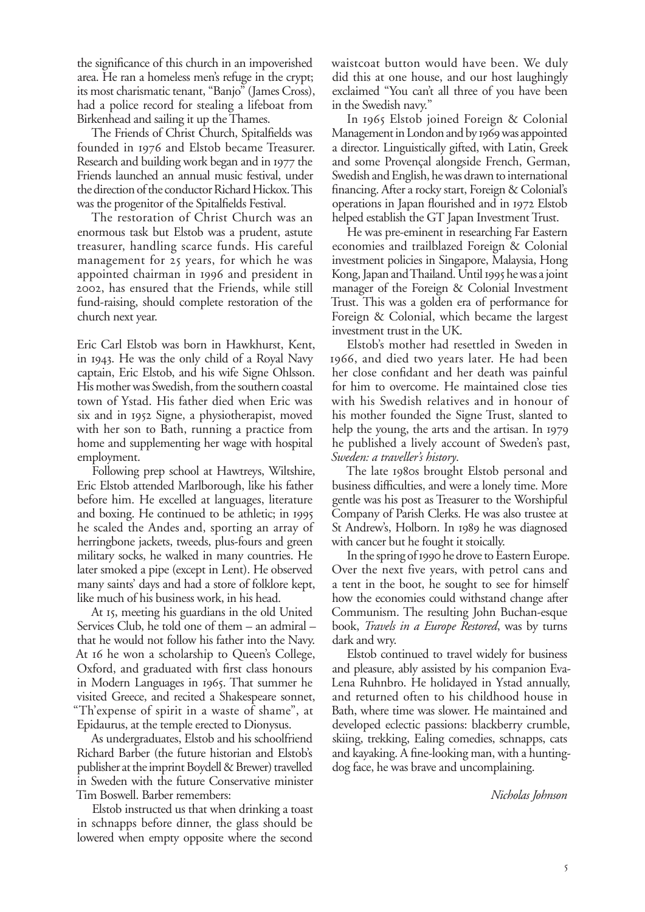the significance of this church in an impoverished area. He ran a homeless men's refuge in the crypt; its most charismatic tenant, "Banjo" (James Cross), had a police record for stealing a lifeboat from Birkenhead and sailing it up the Thames.

The Friends of Christ Church, Spitalfields was founded in 1976 and Elstob became Treasurer. Research and building work began and in 1977 the Friends launched an annual music festival, under the direction of the conductor Richard Hickox. This was the progenitor of the Spitalfields Festival.

The restoration of Christ Church was an enormous task but Elstob was a prudent, astute treasurer, handling scarce funds. His careful management for 25 years, for which he was appointed chairman in 1996 and president in 2002, has ensured that the Friends, while still fund-raising, should complete restoration of the church next year.

Eric Carl Elstob was born in Hawkhurst, Kent, in 1943. He was the only child of a Royal Navy captain, Eric Elstob, and his wife Signe Ohlsson. His mother was Swedish, from the southern coastal town of Ystad. His father died when Eric was six and in 1952 Signe, a physiotherapist, moved with her son to Bath, running a practice from home and supplementing her wage with hospital employment.

Following prep school at Hawtreys, Wiltshire, Eric Elstob attended Marlborough, like his father before him. He excelled at languages, literature and boxing. He continued to be athletic; in 1995 he scaled the Andes and, sporting an array of herringbone jackets, tweeds, plus-fours and green military socks, he walked in many countries. He later smoked a pipe (except in Lent). He observed many saints' days and had a store of folklore kept, like much of his business work, in his head.

At 15, meeting his guardians in the old United Services Club, he told one of them – an admiral – that he would not follow his father into the Navy. At 16 he won a scholarship to Queen's College, Oxford, and graduated with first class honours in Modern Languages in 1965. That summer he visited Greece, and recited a Shakespeare sonnet, "Th'expense of spirit in a waste of shame", at Epidaurus, at the temple erected to Dionysus.

As undergraduates, Elstob and his schoolfriend Richard Barber (the future historian and Elstob's publisher at the imprint Boydell & Brewer) travelled in Sweden with the future Conservative minister Tim Boswell. Barber remembers:

> Elstob instructed us that when drinking a toast in schnapps before dinner, the glass should be lowered when empty opposite where the second waistcoat button would have been. We duly did this at one house, and our host laughingly exclaimed "You can't all three of you have been in the Swedish navy."

In 1965 Elstob joined Foreign & Colonial Management in London and by 1969 was appointed a director. Linguistically gifted, with Latin, Greek and some Provençal alongside French, German, Swedish and English, he was drawn to international financing. After a rocky start, Foreign & Colonial's operations in Japan flourished and in 1972 Elstob helped establish the GT Japan Investment Trust.

He was pre-eminent in researching Far Eastern economies and trailblazed Foreign & Colonial investment policies in Singapore, Malaysia, Hong Kong, Japan and Thailand. Until 1995 he was a joint manager of the Foreign & Colonial Investment Trust. This was a golden era of performance for Foreign & Colonial, which became the largest investment trust in the UK.

Elstob's mother had resettled in Sweden in 1966, and died two years later. He had been her close confidant and her death was painful for him to overcome. He maintained close ties with his Swedish relatives and in honour of his mother founded the Signe Trust, slanted to help the young, the arts and the artisan. In 1979 he published a lively account of Sweden's past, *Sweden: a traveller's history*.

The late 1980s brought Elstob personal and business difficulties, and were a lonely time. More gentle was his post as Treasurer to the Worshipful Company of Parish Clerks. He was also trustee at St Andrew's, Holborn. In 1989 he was diagnosed with cancer but he fought it stoically.

In the spring of 1990 he drove to Eastern Europe. Over the next five years, with petrol cans and a tent in the boot, he sought to see for himself how the economies could withstand change after Communism. The resulting John Buchan-esque book, *Travels in a Europe Restored*, was by turns dark and wry.

Elstob continued to travel widely for business and pleasure, ably assisted by his companion Eva-Lena Ruhnbro. He holidayed in Ystad annually, and returned often to his childhood house in Bath, where time was slower. He maintained and developed eclectic passions: blackberry crumble, skiing, trekking, Ealing comedies, schnapps, cats and kayaking. A fine-looking man, with a hunting-dog face, he was brave and uncomplaining.

*Nicholas Johnson*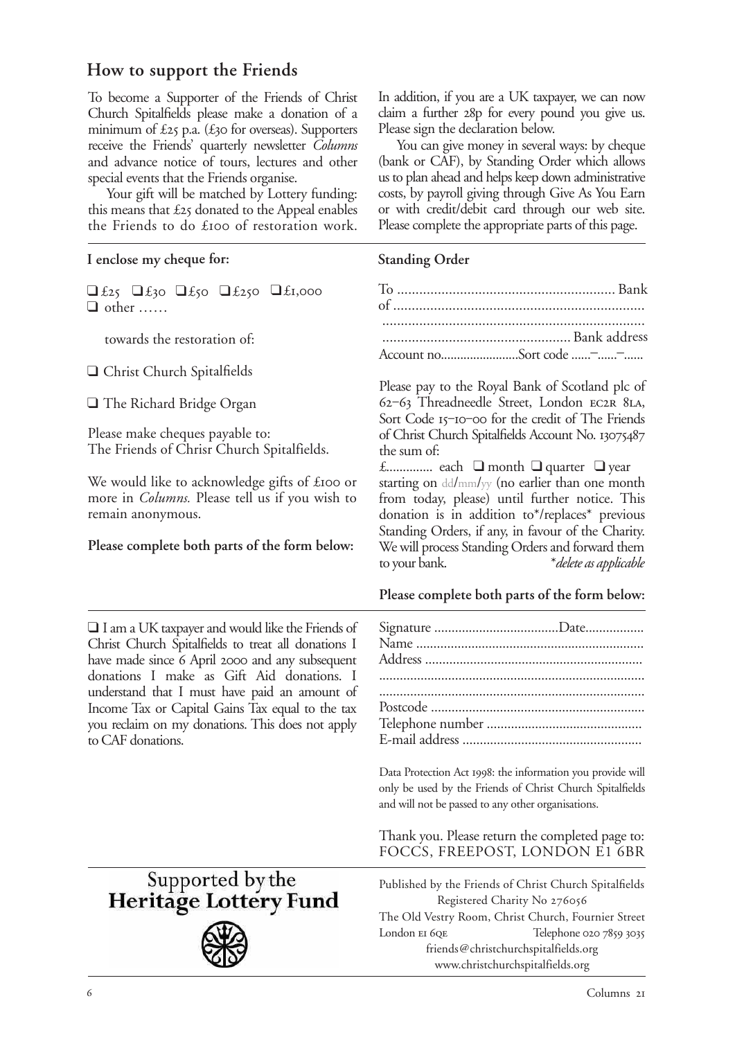## How to support the Friends

To become a Supporter of the Friends of Christ Church Spitalfields please make a donation of a minimum of £25 p.a. (£30 for overseas). Supporters receive the Friends' quarterly newsletter *Columns* and advance notice of tours, lectures and other special events that the Friends organise.

Your gift will be matched by Lottery funding: this means that £25 donated to the Appeal enables the Friends to do £100 of restoration work.

In addition, if you are a UK taxpayer, we can now claim a further 28p for every pound you give us. Please sign the declaration below.

You can give money in several ways: by cheque (bank or CAF), by Standing Order which allows us to plan ahead and helps keep down administrative costs, by payroll giving through Give As You Earn or with credit/debit card through our web site. Please complete the appropriate parts of this page.

**I enclose my cheque for:**

❑ £25 ❑ £30 ❑ £50 ❑ £250 ❑ £1,000
❑ other ……

towards the restoration of:

❑ Christ Church Spitalfields

❑ The Richard Bridge Organ

Please make cheques payable to:
The Friends of Chrisr Church Spitalfields.

We would like to acknowledge gifts of £100 or more in *Columns.* Please tell us if you wish to remain anonymous.

**Please complete both parts of the form below:**

**Standing Order**

To ........................................................... Bank
of .....................................................................
.......................................................................
................................................... Bank address
Account no........................Sort code ......–......–......

Please pay to the Royal Bank of Scotland plc of 62–63 Threadneedle Street, London EC2R 8LA, Sort Code 15–10–00 for the credit of The Friends of Christ Church Spitalfields Account No. 13075487 the sum of:

£.............. each ❑ month ❑ quarter ❑ year starting on dd/mm/yy (no earlier than one month from today, please) until further notice. This donation is in addition to*/replaces* previous Standing Orders, if any, in favour of the Charity. We will process Standing Orders and forward them to your bank. *\*delete as applicable*

**Please complete both parts of the form below:**

❑ I am a UK taxpayer and would like the Friends of Christ Church Spitalfields to treat all donations I have made since 6 April 2000 and any subsequent donations I make as Gift Aid donations. I understand that I must have paid an amount of Income Tax or Capital Gains Tax equal to the tax you reclaim on my donations. This does not apply to CAF donations.

Signature ....................................Date.................
Name ..................................................................
Address ..............................................................
............................................................................
............................................................................
Postcode .............................................................
Telephone number .............................................
E-mail address ....................................................

Data Protection Act 1998: the information you provide will only be used by the Friends of Christ Church Spitalfields and will not be passed to any other organisations.

Thank you. Please return the completed page to:
FOCCS, FREEPOST, LONDON E1 6BR

Supported by the
**Heritage Lottery Fund**

Published by the Friends of Christ Church Spitalfields
Registered Charity No 276056
The Old Vestry Room, Christ Church, Fournier Street
London E1 6QE Telephone 020 7859 3035
friends@christchurchspitalfields.org
www.christchurchspitalfields.org